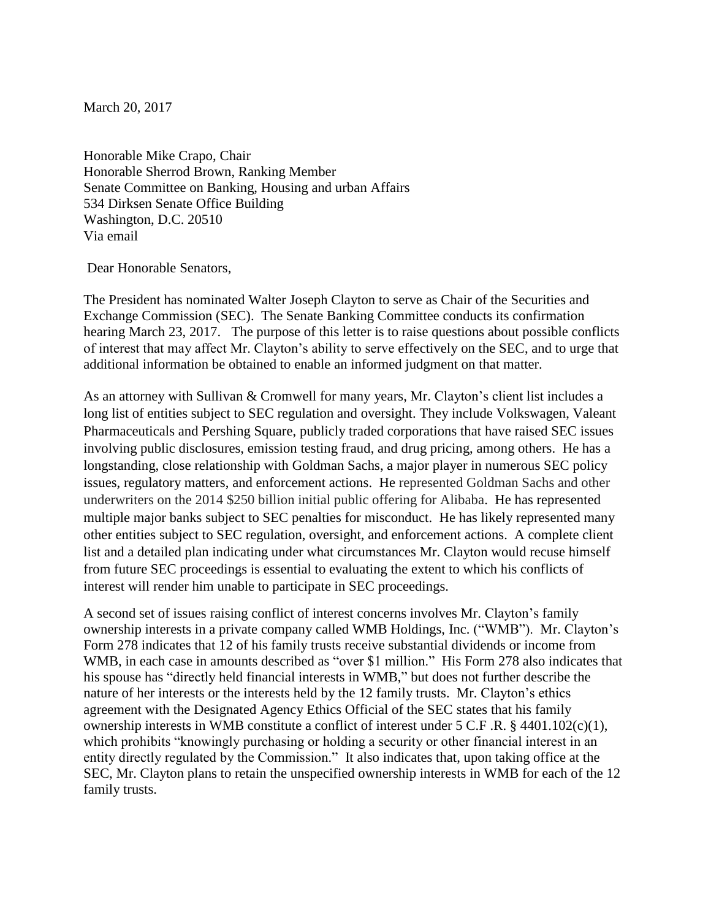March 20, 2017

Honorable Mike Crapo, Chair
Honorable Sherrod Brown, Ranking Member
Senate Committee on Banking, Housing and urban Affairs
534 Dirksen Senate Office Building
Washington, D.C. 20510
Via email

Dear Honorable Senators,

The President has nominated Walter Joseph Clayton to serve as Chair of the Securities and Exchange Commission (SEC). The Senate Banking Committee conducts its confirmation hearing March 23, 2017. The purpose of this letter is to raise questions about possible conflicts of interest that may affect Mr. Clayton's ability to serve effectively on the SEC, and to urge that additional information be obtained to enable an informed judgment on that matter.

As an attorney with Sullivan & Cromwell for many years, Mr. Clayton's client list includes a long list of entities subject to SEC regulation and oversight. They include Volkswagen, Valeant Pharmaceuticals and Pershing Square, publicly traded corporations that have raised SEC issues involving public disclosures, emission testing fraud, and drug pricing, among others. He has a longstanding, close relationship with Goldman Sachs, a major player in numerous SEC policy issues, regulatory matters, and enforcement actions. He represented Goldman Sachs and other underwriters on the 2014 $250 billion initial public offering for Alibaba. He has represented multiple major banks subject to SEC penalties for misconduct. He has likely represented many other entities subject to SEC regulation, oversight, and enforcement actions. A complete client list and a detailed plan indicating under what circumstances Mr. Clayton would recuse himself from future SEC proceedings is essential to evaluating the extent to which his conflicts of interest will render him unable to participate in SEC proceedings.

A second set of issues raising conflict of interest concerns involves Mr. Clayton's family ownership interests in a private company called WMB Holdings, Inc. ("WMB"). Mr. Clayton's Form 278 indicates that 12 of his family trusts receive substantial dividends or income from WMB, in each case in amounts described as "over $1 million." His Form 278 also indicates that his spouse has "directly held financial interests in WMB," but does not further describe the nature of her interests or the interests held by the 12 family trusts. Mr. Clayton's ethics agreement with the Designated Agency Ethics Official of the SEC states that his family ownership interests in WMB constitute a conflict of interest under 5 C.F .R. § 4401.102(c)(1), which prohibits "knowingly purchasing or holding a security or other financial interest in an entity directly regulated by the Commission." It also indicates that, upon taking office at the SEC, Mr. Clayton plans to retain the unspecified ownership interests in WMB for each of the 12 family trusts.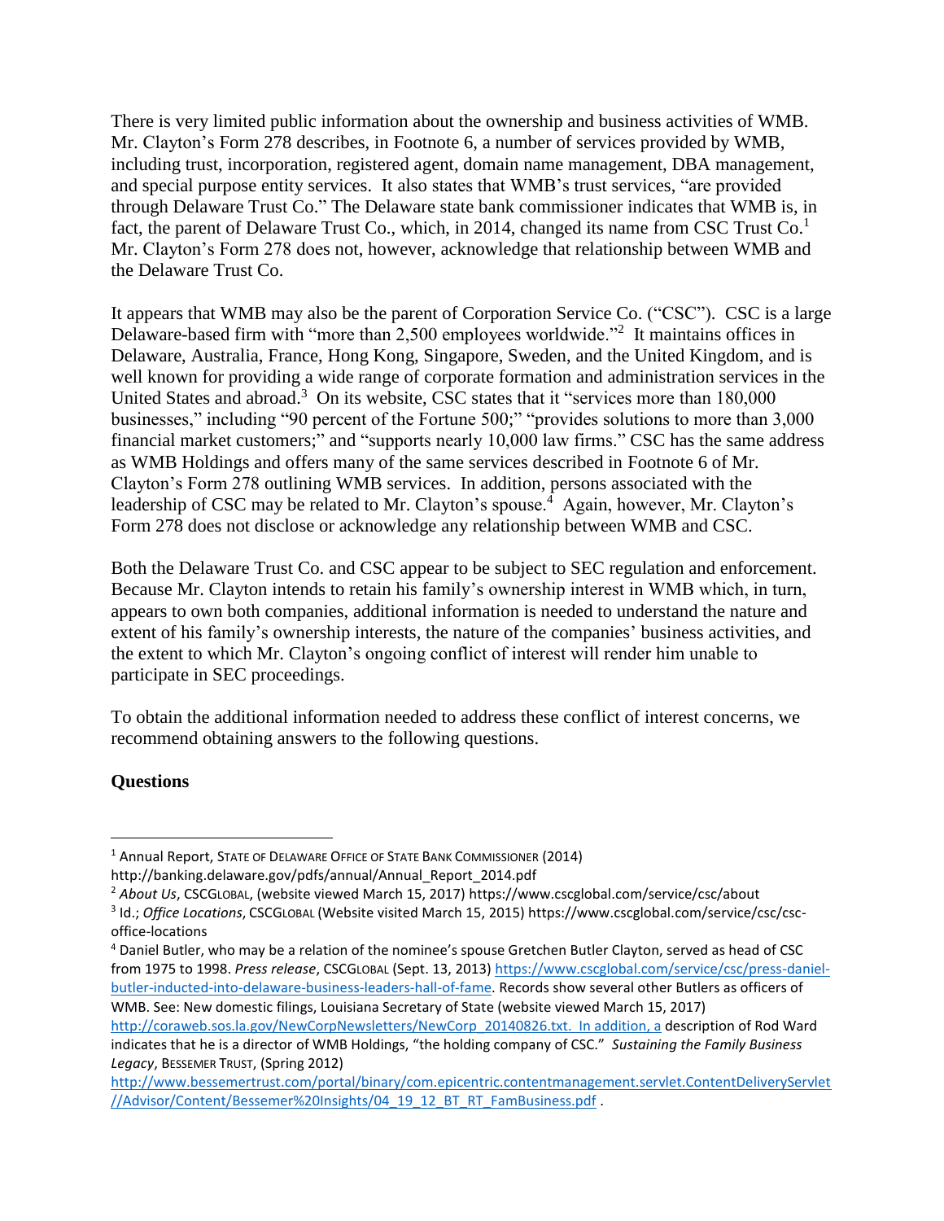There is very limited public information about the ownership and business activities of WMB. Mr. Clayton's Form 278 describes, in Footnote 6, a number of services provided by WMB, including trust, incorporation, registered agent, domain name management, DBA management, and special purpose entity services. It also states that WMB's trust services, "are provided through Delaware Trust Co." The Delaware state bank commissioner indicates that WMB is, in fact, the parent of Delaware Trust Co., which, in 2014, changed its name from CSC Trust Co.[1] Mr. Clayton's Form 278 does not, however, acknowledge that relationship between WMB and the Delaware Trust Co.

It appears that WMB may also be the parent of Corporation Service Co. ("CSC"). CSC is a large Delaware-based firm with "more than 2,500 employees worldwide."[2] It maintains offices in Delaware, Australia, France, Hong Kong, Singapore, Sweden, and the United Kingdom, and is well known for providing a wide range of corporate formation and administration services in the United States and abroad.[3] On its website, CSC states that it "services more than 180,000 businesses," including "90 percent of the Fortune 500;" "provides solutions to more than 3,000 financial market customers;" and "supports nearly 10,000 law firms." CSC has the same address as WMB Holdings and offers many of the same services described in Footnote 6 of Mr. Clayton's Form 278 outlining WMB services. In addition, persons associated with the leadership of CSC may be related to Mr. Clayton's spouse.[4] Again, however, Mr. Clayton's Form 278 does not disclose or acknowledge any relationship between WMB and CSC.

Both the Delaware Trust Co. and CSC appear to be subject to SEC regulation and enforcement. Because Mr. Clayton intends to retain his family's ownership interest in WMB which, in turn, appears to own both companies, additional information is needed to understand the nature and extent of his family's ownership interests, the nature of the companies' business activities, and the extent to which Mr. Clayton's ongoing conflict of interest will render him unable to participate in SEC proceedings.

To obtain the additional information needed to address these conflict of interest concerns, we recommend obtaining answers to the following questions.

**Questions**

---

[1] Annual Report, STATE OF DELAWARE OFFICE OF STATE BANK COMMISSIONER (2014) http://banking.delaware.gov/pdfs/annual/Annual_Report_2014.pdf

[2] *About Us*, CSCGLOBAL, (website viewed March 15, 2017) https://www.cscglobal.com/service/csc/about

[3] Id.; *Office Locations*, CSCGLOBAL (Website visited March 15, 2015) https://www.cscglobal.com/service/csc/csc-office-locations

[4] Daniel Butler, who may be a relation of the nominee's spouse Gretchen Butler Clayton, served as head of CSC from 1975 to 1998. *Press release*, CSCGLOBAL (Sept. 13, 2013) https://www.cscglobal.com/service/csc/press-daniel-butler-inducted-into-delaware-business-leaders-hall-of-fame. Records show several other Butlers as officers of WMB. See: New domestic filings, Louisiana Secretary of State (website viewed March 15, 2017) http://coraweb.sos.la.gov/NewCorpNewsletters/NewCorp_20140826.txt. In addition, a description of Rod Ward indicates that he is a director of WMB Holdings, "the holding company of CSC." *Sustaining the Family Business Legacy*, BESSEMER TRUST, (Spring 2012) http://www.bessemertrust.com/portal/binary/com.epicentric.contentmanagement.servlet.ContentDeliveryServlet//Advisor/Content/Bessemer%20Insights/04_19_12_BT_RT_FamBusiness.pdf .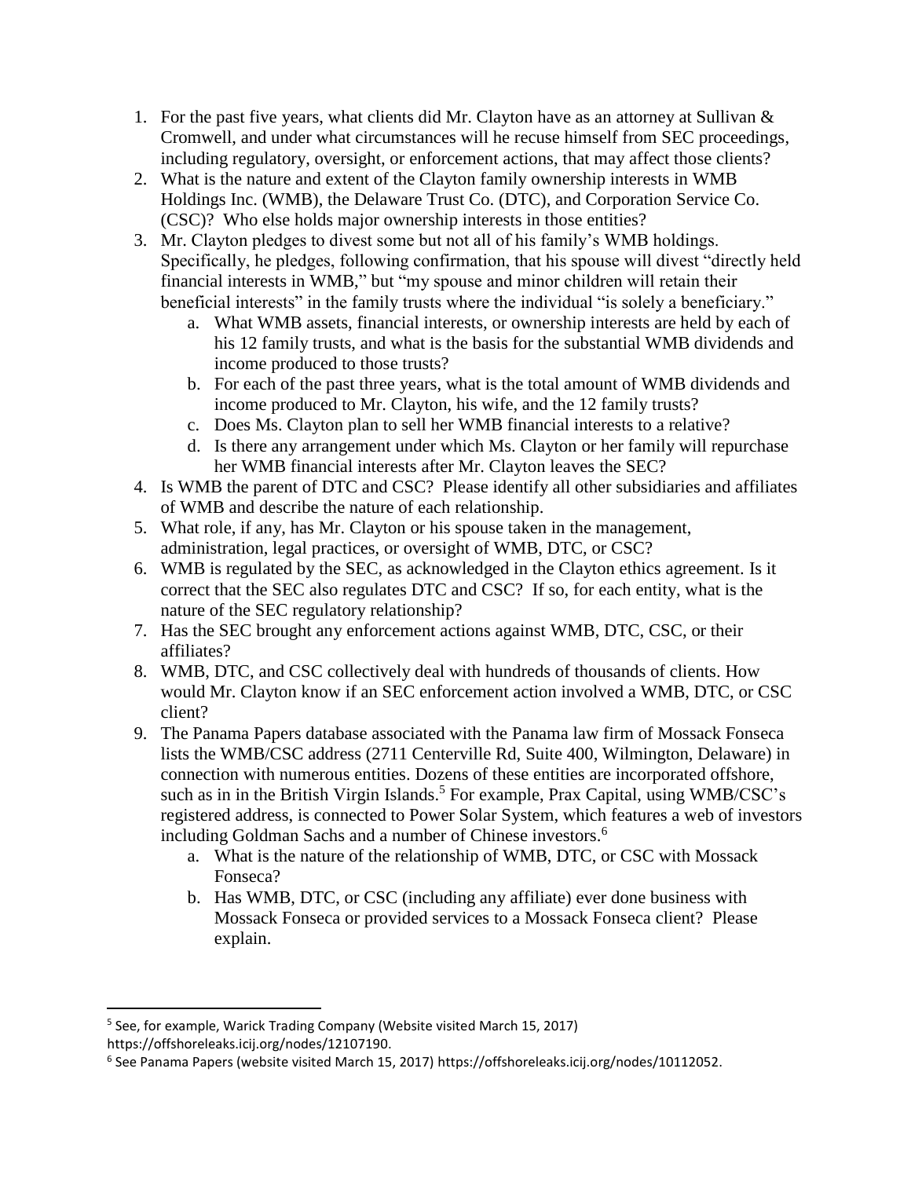1. For the past five years, what clients did Mr. Clayton have as an attorney at Sullivan & Cromwell, and under what circumstances will he recuse himself from SEC proceedings, including regulatory, oversight, or enforcement actions, that may affect those clients?
2. What is the nature and extent of the Clayton family ownership interests in WMB Holdings Inc. (WMB), the Delaware Trust Co. (DTC), and Corporation Service Co. (CSC)? Who else holds major ownership interests in those entities?
3. Mr. Clayton pledges to divest some but not all of his family's WMB holdings. Specifically, he pledges, following confirmation, that his spouse will divest "directly held financial interests in WMB," but "my spouse and minor children will retain their beneficial interests" in the family trusts where the individual "is solely a beneficiary."
    a. What WMB assets, financial interests, or ownership interests are held by each of his 12 family trusts, and what is the basis for the substantial WMB dividends and income produced to those trusts?
    b. For each of the past three years, what is the total amount of WMB dividends and income produced to Mr. Clayton, his wife, and the 12 family trusts?
    c. Does Ms. Clayton plan to sell her WMB financial interests to a relative?
    d. Is there any arrangement under which Ms. Clayton or her family will repurchase her WMB financial interests after Mr. Clayton leaves the SEC?
4. Is WMB the parent of DTC and CSC? Please identify all other subsidiaries and affiliates of WMB and describe the nature of each relationship.
5. What role, if any, has Mr. Clayton or his spouse taken in the management, administration, legal practices, or oversight of WMB, DTC, or CSC?
6. WMB is regulated by the SEC, as acknowledged in the Clayton ethics agreement. Is it correct that the SEC also regulates DTC and CSC? If so, for each entity, what is the nature of the SEC regulatory relationship?
7. Has the SEC brought any enforcement actions against WMB, DTC, CSC, or their affiliates?
8. WMB, DTC, and CSC collectively deal with hundreds of thousands of clients. How would Mr. Clayton know if an SEC enforcement action involved a WMB, DTC, or CSC client?
9. The Panama Papers database associated with the Panama law firm of Mossack Fonseca lists the WMB/CSC address (2711 Centerville Rd, Suite 400, Wilmington, Delaware) in connection with numerous entities. Dozens of these entities are incorporated offshore, such as in in the British Virgin Islands.[5] For example, Prax Capital, using WMB/CSC's registered address, is connected to Power Solar System, which features a web of investors including Goldman Sachs and a number of Chinese investors.[6]
    a. What is the nature of the relationship of WMB, DTC, or CSC with Mossack Fonseca?
    b. Has WMB, DTC, or CSC (including any affiliate) ever done business with Mossack Fonseca or provided services to a Mossack Fonseca client? Please explain.

---

[5] See, for example, Warick Trading Company (Website visited March 15, 2017) https://offshoreleaks.icij.org/nodes/12107190.

[6] See Panama Papers (website visited March 15, 2017) https://offshoreleaks.icij.org/nodes/10112052.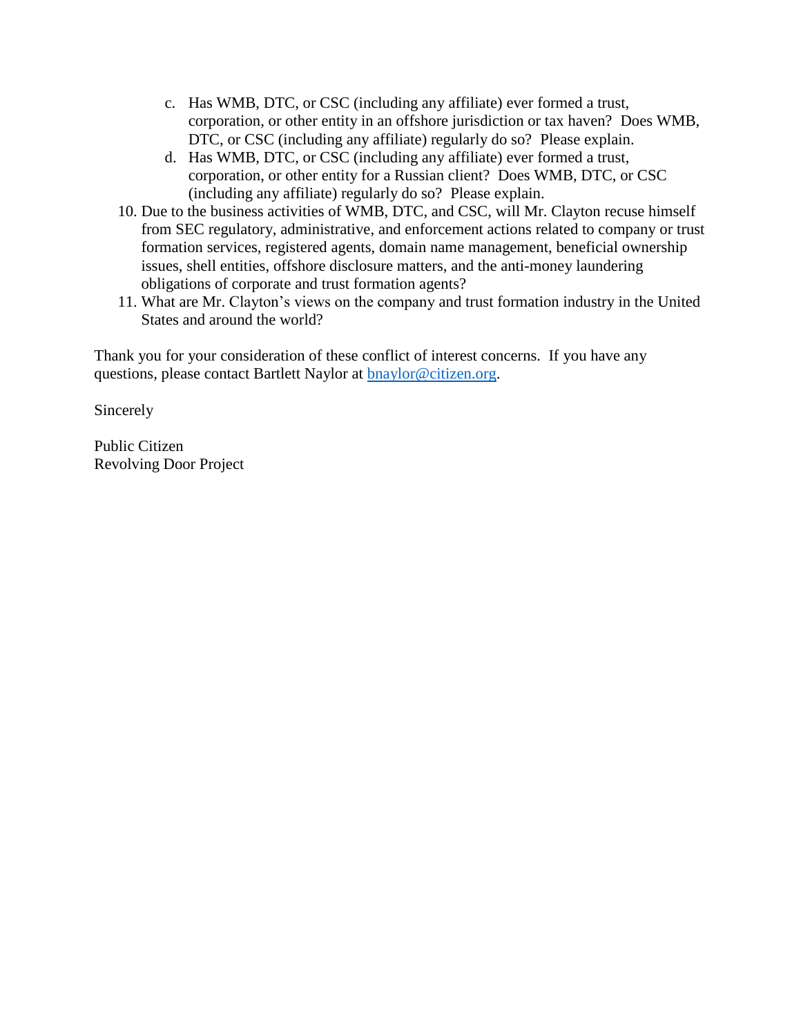c. Has WMB, DTC, or CSC (including any affiliate) ever formed a trust, corporation, or other entity in an offshore jurisdiction or tax haven? Does WMB, DTC, or CSC (including any affiliate) regularly do so? Please explain.
   d. Has WMB, DTC, or CSC (including any affiliate) ever formed a trust, corporation, or other entity for a Russian client? Does WMB, DTC, or CSC (including any affiliate) regularly do so? Please explain.

10. Due to the business activities of WMB, DTC, and CSC, will Mr. Clayton recuse himself from SEC regulatory, administrative, and enforcement actions related to company or trust formation services, registered agents, domain name management, beneficial ownership issues, shell entities, offshore disclosure matters, and the anti-money laundering obligations of corporate and trust formation agents?
11. What are Mr. Clayton's views on the company and trust formation industry in the United States and around the world?

Thank you for your consideration of these conflict of interest concerns. If you have any questions, please contact Bartlett Naylor at bnaylor@citizen.org.

Sincerely

Public Citizen
Revolving Door Project